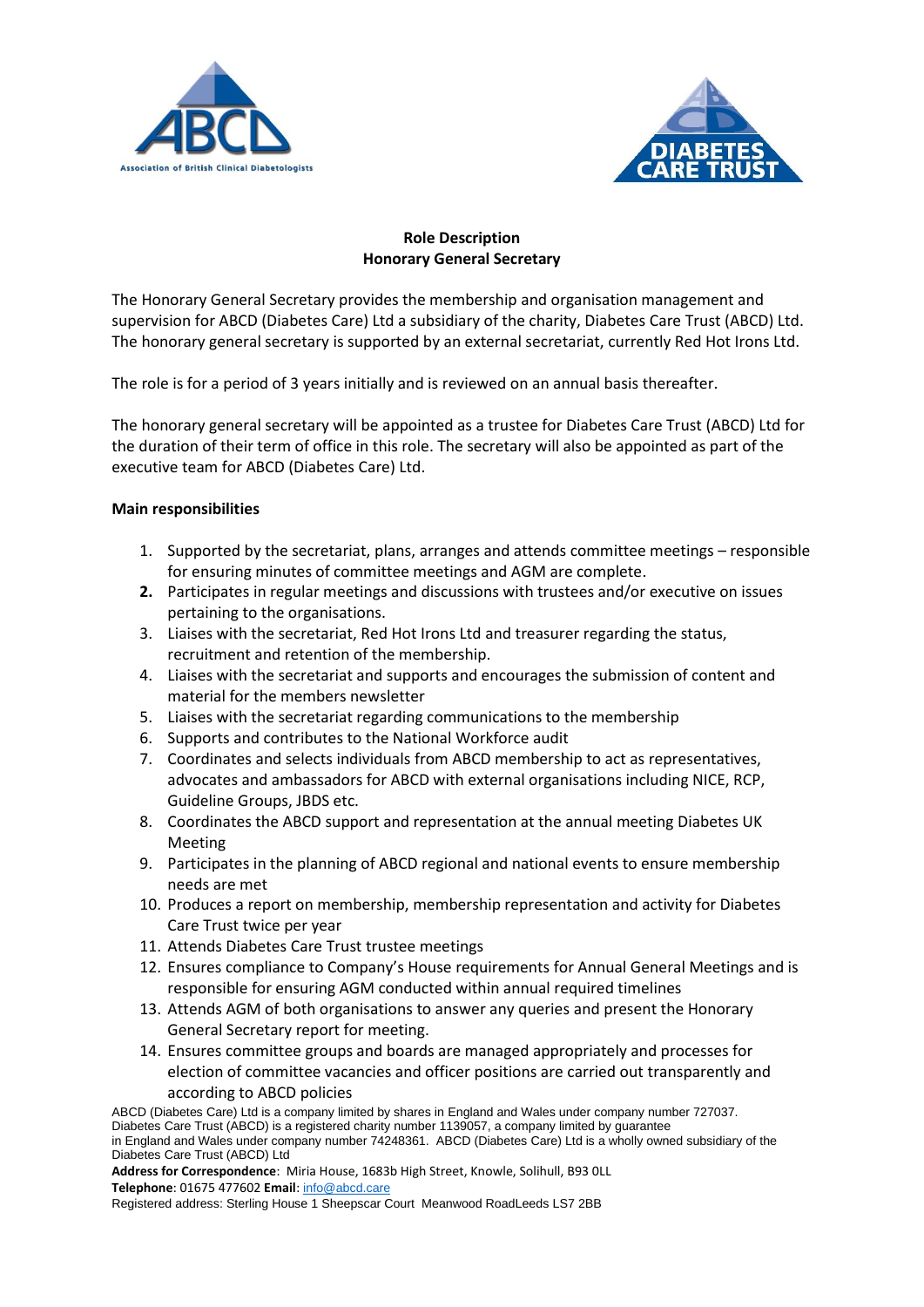**Role Description**
**Honorary General Secretary**

The Honorary General Secretary provides the membership and organisation management and supervision for ABCD (Diabetes Care) Ltd a subsidiary of the charity, Diabetes Care Trust (ABCD) Ltd. The honorary general secretary is supported by an external secretariat, currently Red Hot Irons Ltd.

The role is for a period of 3 years initially and is reviewed on an annual basis thereafter.

The honorary general secretary will be appointed as a trustee for Diabetes Care Trust (ABCD) Ltd for the duration of their term of office in this role. The secretary will also be appointed as part of the executive team for ABCD (Diabetes Care) Ltd.

**Main responsibilities**

1. Supported by the secretariat, plans, arranges and attends committee meetings – responsible for ensuring minutes of committee meetings and AGM are complete.
2. Participates in regular meetings and discussions with trustees and/or executive on issues pertaining to the organisations.
3. Liaises with the secretariat, Red Hot Irons Ltd and treasurer regarding the status, recruitment and retention of the membership.
4. Liaises with the secretariat and supports and encourages the submission of content and material for the members newsletter
5. Liaises with the secretariat regarding communications to the membership
6. Supports and contributes to the National Workforce audit
7. Coordinates and selects individuals from ABCD membership to act as representatives, advocates and ambassadors for ABCD with external organisations including NICE, RCP, Guideline Groups, JBDS etc.
8. Coordinates the ABCD support and representation at the annual meeting Diabetes UK Meeting
9. Participates in the planning of ABCD regional and national events to ensure membership needs are met
10. Produces a report on membership, membership representation and activity for Diabetes Care Trust twice per year
11. Attends Diabetes Care Trust trustee meetings
12. Ensures compliance to Company's House requirements for Annual General Meetings and is responsible for ensuring AGM conducted within annual required timelines
13. Attends AGM of both organisations to answer any queries and present the Honorary General Secretary report for meeting.
14. Ensures committee groups and boards are managed appropriately and processes for election of committee vacancies and officer positions are carried out transparently and according to ABCD policies

ABCD (Diabetes Care) Ltd is a company limited by shares in England and Wales under company number 727037. Diabetes Care Trust (ABCD) is a registered charity number 1139057, a company limited by guarantee in England and Wales under company number 74248361. ABCD (Diabetes Care) Ltd is a wholly owned subsidiary of the Diabetes Care Trust (ABCD) Ltd

**Address for Correspondence**: Miria House, 1683b High Street, Knowle, Solihull, B93 0LL
**Telephone**: 01675 477602 **Email**: info@abcd.care
Registered address: Sterling House 1 Sheepscar Court Meanwood RoadLeeds LS7 2BB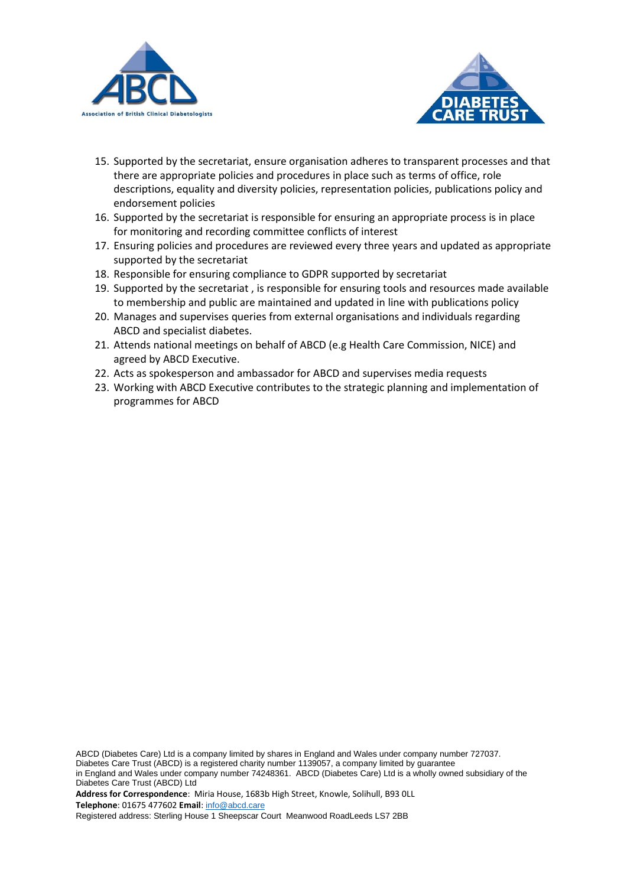15. Supported by the secretariat, ensure organisation adheres to transparent processes and that there are appropriate policies and procedures in place such as terms of office, role descriptions, equality and diversity policies, representation policies, publications policy and endorsement policies
16. Supported by the secretariat is responsible for ensuring an appropriate process is in place for monitoring and recording committee conflicts of interest
17. Ensuring policies and procedures are reviewed every three years and updated as appropriate supported by the secretariat
18. Responsible for ensuring compliance to GDPR supported by secretariat
19. Supported by the secretariat , is responsible for ensuring tools and resources made available to membership and public are maintained and updated in line with publications policy
20. Manages and supervises queries from external organisations and individuals regarding ABCD and specialist diabetes.
21. Attends national meetings on behalf of ABCD (e.g Health Care Commission, NICE) and agreed by ABCD Executive.
22. Acts as spokesperson and ambassador for ABCD and supervises media requests
23. Working with ABCD Executive contributes to the strategic planning and implementation of programmes for ABCD

ABCD (Diabetes Care) Ltd is a company limited by shares in England and Wales under company number 727037. Diabetes Care Trust (ABCD) is a registered charity number 1139057, a company limited by guarantee in England and Wales under company number 74248361. ABCD (Diabetes Care) Ltd is a wholly owned subsidiary of the Diabetes Care Trust (ABCD) Ltd

**Address for Correspondence**: Miria House, 1683b High Street, Knowle, Solihull, B93 0LL
**Telephone**: 01675 477602 **Email**: info@abcd.care
Registered address: Sterling House 1 Sheepscar Court Meanwood RoadLeeds LS7 2BB